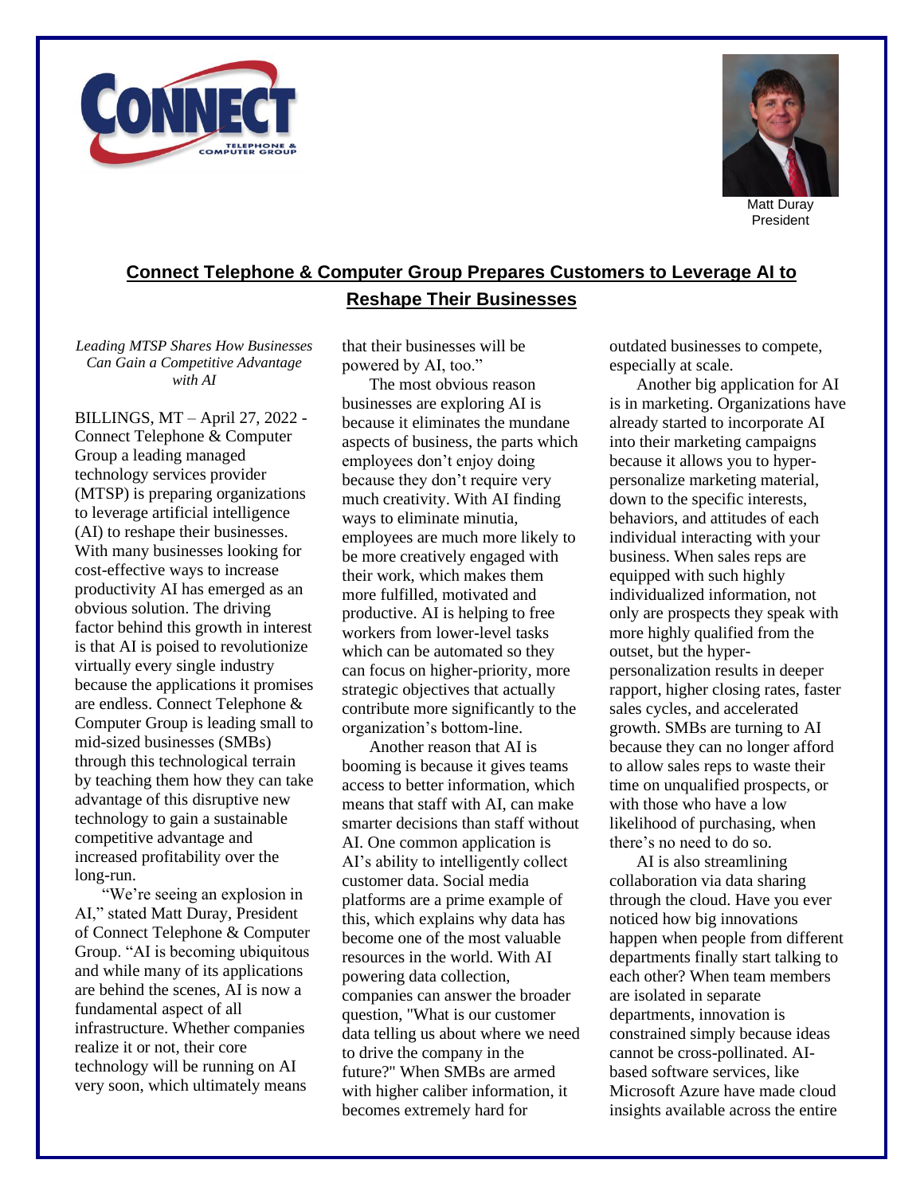Matt Duray
President

# Connect Telephone & Computer Group Prepares Customers to Leverage AI to Reshape Their Businesses

*Leading MTSP Shares How Businesses Can Gain a Competitive Advantage with AI*

BILLINGS, MT – April 27, 2022 - Connect Telephone & Computer Group a leading managed technology services provider (MTSP) is preparing organizations to leverage artificial intelligence (AI) to reshape their businesses. With many businesses looking for cost-effective ways to increase productivity AI has emerged as an obvious solution. The driving factor behind this growth in interest is that AI is poised to revolutionize virtually every single industry because the applications it promises are endless. Connect Telephone & Computer Group is leading small to mid-sized businesses (SMBs) through this technological terrain by teaching them how they can take advantage of this disruptive new technology to gain a sustainable competitive advantage and increased profitability over the long-run.

"We're seeing an explosion in AI," stated Matt Duray, President of Connect Telephone & Computer Group. "AI is becoming ubiquitous and while many of its applications are behind the scenes, AI is now a fundamental aspect of all infrastructure. Whether companies realize it or not, their core technology will be running on AI very soon, which ultimately means that their businesses will be powered by AI, too."

The most obvious reason businesses are exploring AI is because it eliminates the mundane aspects of business, the parts which employees don't enjoy doing because they don't require very much creativity. With AI finding ways to eliminate minutia, employees are much more likely to be more creatively engaged with their work, which makes them more fulfilled, motivated and productive. AI is helping to free workers from lower-level tasks which can be automated so they can focus on higher-priority, more strategic objectives that actually contribute more significantly to the organization's bottom-line.

Another reason that AI is booming is because it gives teams access to better information, which means that staff with AI, can make smarter decisions than staff without AI. One common application is AI's ability to intelligently collect customer data. Social media platforms are a prime example of this, which explains why data has become one of the most valuable resources in the world. With AI powering data collection, companies can answer the broader question, "What is our customer data telling us about where we need to drive the company in the future?" When SMBs are armed with higher caliber information, it becomes extremely hard for outdated businesses to compete, especially at scale.

Another big application for AI is in marketing. Organizations have already started to incorporate AI into their marketing campaigns because it allows you to hyper-personalize marketing material, down to the specific interests, behaviors, and attitudes of each individual interacting with your business. When sales reps are equipped with such highly individualized information, not only are prospects they speak with more highly qualified from the outset, but the hyper-personalization results in deeper rapport, higher closing rates, faster sales cycles, and accelerated growth. SMBs are turning to AI because they can no longer afford to allow sales reps to waste their time on unqualified prospects, or with those who have a low likelihood of purchasing, when there's no need to do so.

AI is also streamlining collaboration via data sharing through the cloud. Have you ever noticed how big innovations happen when people from different departments finally start talking to each other? When team members are isolated in separate departments, innovation is constrained simply because ideas cannot be cross-pollinated. AI-based software services, like Microsoft Azure have made cloud insights available across the entire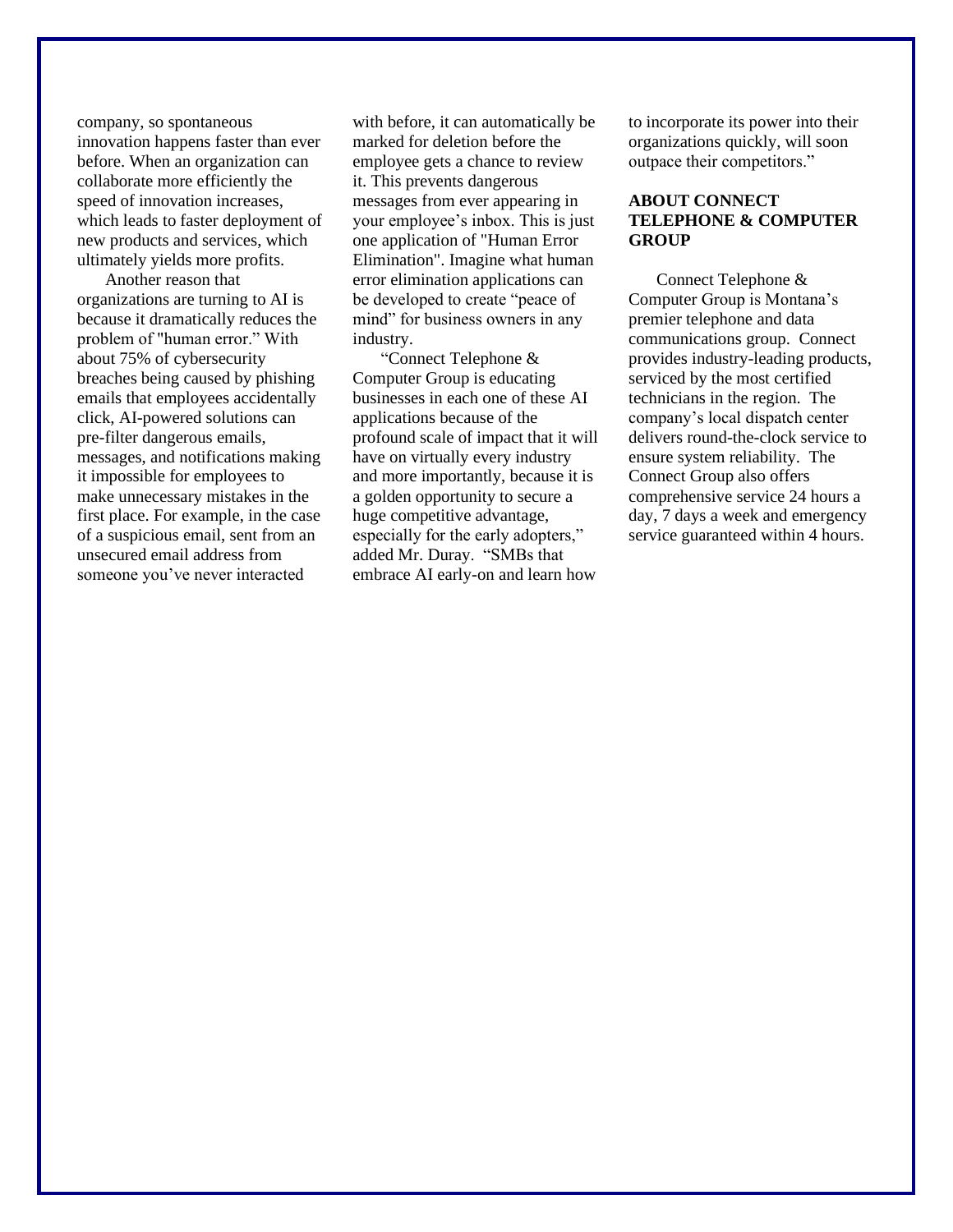company, so spontaneous innovation happens faster than ever before. When an organization can collaborate more efficiently the speed of innovation increases, which leads to faster deployment of new products and services, which ultimately yields more profits.

Another reason that organizations are turning to AI is because it dramatically reduces the problem of "human error." With about 75% of cybersecurity breaches being caused by phishing emails that employees accidentally click, AI-powered solutions can pre-filter dangerous emails, messages, and notifications making it impossible for employees to make unnecessary mistakes in the first place. For example, in the case of a suspicious email, sent from an unsecured email address from someone you've never interacted with before, it can automatically be marked for deletion before the employee gets a chance to review it. This prevents dangerous messages from ever appearing in your employee's inbox. This is just one application of "Human Error Elimination". Imagine what human error elimination applications can be developed to create "peace of mind" for business owners in any industry.

"Connect Telephone & Computer Group is educating businesses in each one of these AI applications because of the profound scale of impact that it will have on virtually every industry and more importantly, because it is a golden opportunity to secure a huge competitive advantage, especially for the early adopters," added Mr. Duray. "SMBs that embrace AI early-on and learn how to incorporate its power into their organizations quickly, will soon outpace their competitors."

**ABOUT CONNECT TELEPHONE & COMPUTER GROUP**

Connect Telephone & Computer Group is Montana's premier telephone and data communications group. Connect provides industry-leading products, serviced by the most certified technicians in the region. The company's local dispatch center delivers round-the-clock service to ensure system reliability. The Connect Group also offers comprehensive service 24 hours a day, 7 days a week and emergency service guaranteed within 4 hours.